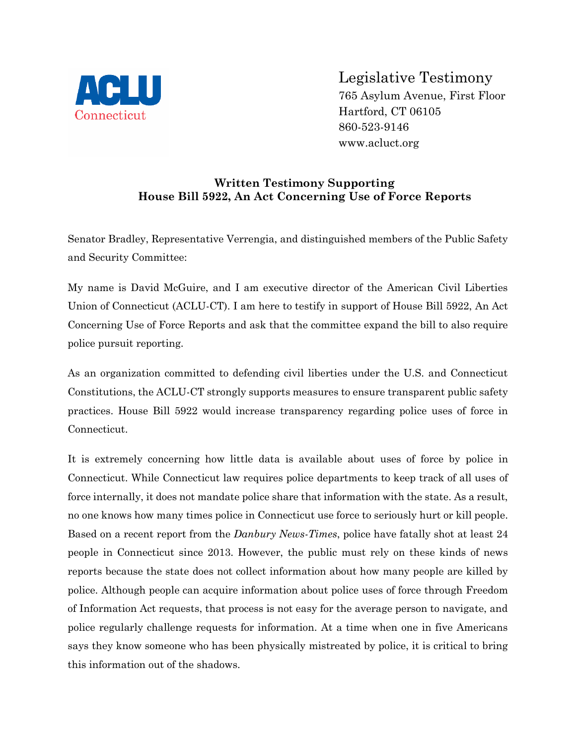ACLU Connecticut

Legislative Testimony
765 Asylum Avenue, First Floor
Hartford, CT 06105
860-523-9146
www.acluct.org

**Written Testimony Supporting**
**House Bill 5922, An Act Concerning Use of Force Reports**

Senator Bradley, Representative Verrengia, and distinguished members of the Public Safety and Security Committee:

My name is David McGuire, and I am executive director of the American Civil Liberties Union of Connecticut (ACLU-CT). I am here to testify in support of House Bill 5922, An Act Concerning Use of Force Reports and ask that the committee expand the bill to also require police pursuit reporting.

As an organization committed to defending civil liberties under the U.S. and Connecticut Constitutions, the ACLU-CT strongly supports measures to ensure transparent public safety practices. House Bill 5922 would increase transparency regarding police uses of force in Connecticut.

It is extremely concerning how little data is available about uses of force by police in Connecticut. While Connecticut law requires police departments to keep track of all uses of force internally, it does not mandate police share that information with the state. As a result, no one knows how many times police in Connecticut use force to seriously hurt or kill people. Based on a recent report from the *Danbury News-Times*, police have fatally shot at least 24 people in Connecticut since 2013. However, the public must rely on these kinds of news reports because the state does not collect information about how many people are killed by police. Although people can acquire information about police uses of force through Freedom of Information Act requests, that process is not easy for the average person to navigate, and police regularly challenge requests for information. At a time when one in five Americans says they know someone who has been physically mistreated by police, it is critical to bring this information out of the shadows.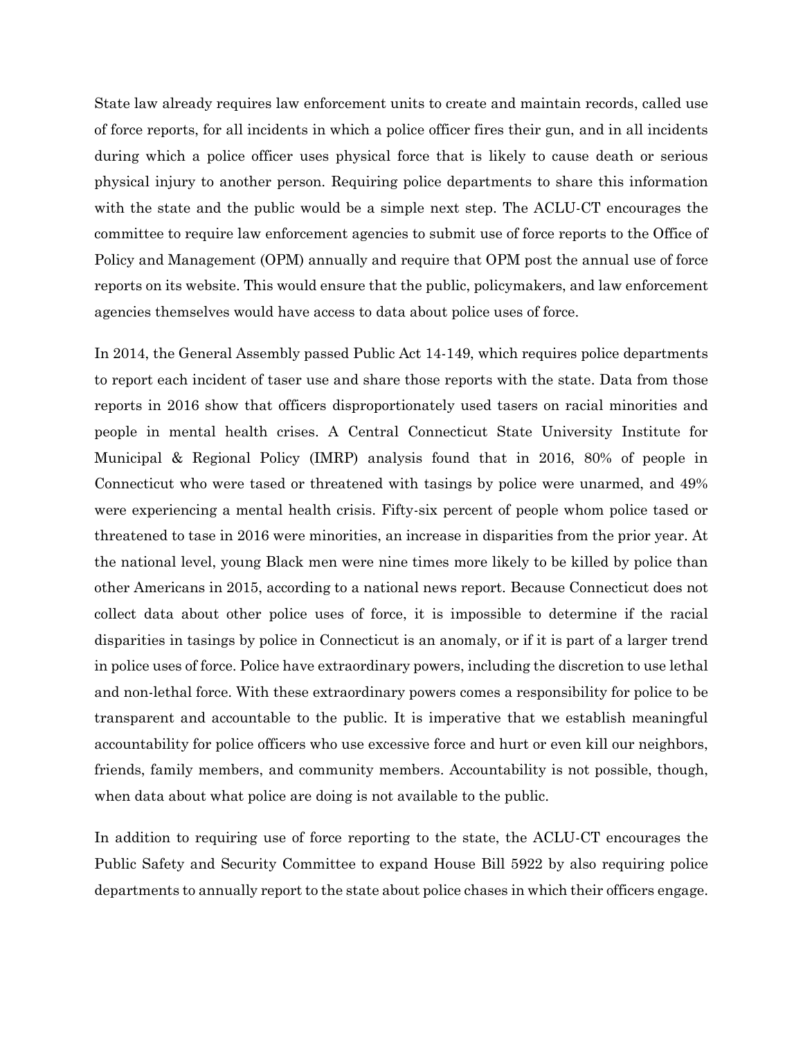State law already requires law enforcement units to create and maintain records, called use of force reports, for all incidents in which a police officer fires their gun, and in all incidents during which a police officer uses physical force that is likely to cause death or serious physical injury to another person. Requiring police departments to share this information with the state and the public would be a simple next step. The ACLU-CT encourages the committee to require law enforcement agencies to submit use of force reports to the Office of Policy and Management (OPM) annually and require that OPM post the annual use of force reports on its website. This would ensure that the public, policymakers, and law enforcement agencies themselves would have access to data about police uses of force.

In 2014, the General Assembly passed Public Act 14-149, which requires police departments to report each incident of taser use and share those reports with the state. Data from those reports in 2016 show that officers disproportionately used tasers on racial minorities and people in mental health crises. A Central Connecticut State University Institute for Municipal & Regional Policy (IMRP) analysis found that in 2016, 80% of people in Connecticut who were tased or threatened with tasings by police were unarmed, and 49% were experiencing a mental health crisis. Fifty-six percent of people whom police tased or threatened to tase in 2016 were minorities, an increase in disparities from the prior year. At the national level, young Black men were nine times more likely to be killed by police than other Americans in 2015, according to a national news report. Because Connecticut does not collect data about other police uses of force, it is impossible to determine if the racial disparities in tasings by police in Connecticut is an anomaly, or if it is part of a larger trend in police uses of force. Police have extraordinary powers, including the discretion to use lethal and non-lethal force. With these extraordinary powers comes a responsibility for police to be transparent and accountable to the public. It is imperative that we establish meaningful accountability for police officers who use excessive force and hurt or even kill our neighbors, friends, family members, and community members. Accountability is not possible, though, when data about what police are doing is not available to the public.

In addition to requiring use of force reporting to the state, the ACLU-CT encourages the Public Safety and Security Committee to expand House Bill 5922 by also requiring police departments to annually report to the state about police chases in which their officers engage.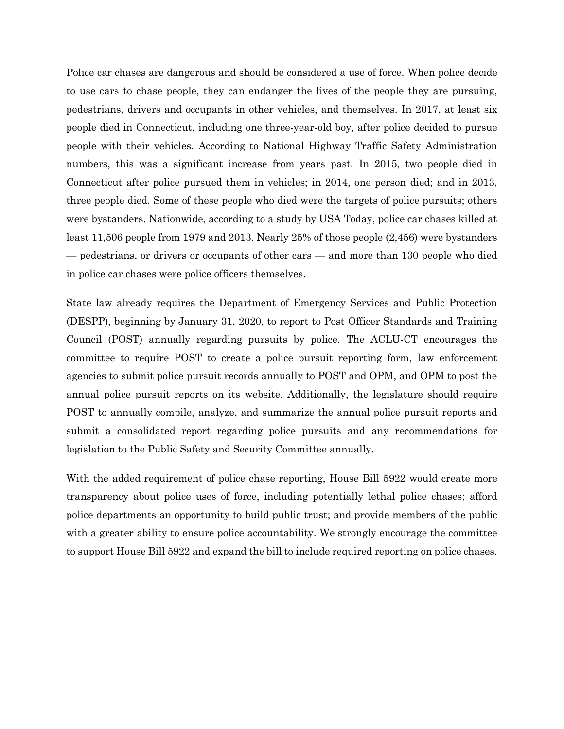Police car chases are dangerous and should be considered a use of force. When police decide to use cars to chase people, they can endanger the lives of the people they are pursuing, pedestrians, drivers and occupants in other vehicles, and themselves. In 2017, at least six people died in Connecticut, including one three-year-old boy, after police decided to pursue people with their vehicles. According to National Highway Traffic Safety Administration numbers, this was a significant increase from years past. In 2015, two people died in Connecticut after police pursued them in vehicles; in 2014, one person died; and in 2013, three people died. Some of these people who died were the targets of police pursuits; others were bystanders. Nationwide, according to a study by USA Today, police car chases killed at least 11,506 people from 1979 and 2013. Nearly 25% of those people (2,456) were bystanders — pedestrians, or drivers or occupants of other cars — and more than 130 people who died in police car chases were police officers themselves.

State law already requires the Department of Emergency Services and Public Protection (DESPP), beginning by January 31, 2020, to report to Post Officer Standards and Training Council (POST) annually regarding pursuits by police. The ACLU-CT encourages the committee to require POST to create a police pursuit reporting form, law enforcement agencies to submit police pursuit records annually to POST and OPM, and OPM to post the annual police pursuit reports on its website. Additionally, the legislature should require POST to annually compile, analyze, and summarize the annual police pursuit reports and submit a consolidated report regarding police pursuits and any recommendations for legislation to the Public Safety and Security Committee annually.

With the added requirement of police chase reporting, House Bill 5922 would create more transparency about police uses of force, including potentially lethal police chases; afford police departments an opportunity to build public trust; and provide members of the public with a greater ability to ensure police accountability. We strongly encourage the committee to support House Bill 5922 and expand the bill to include required reporting on police chases.